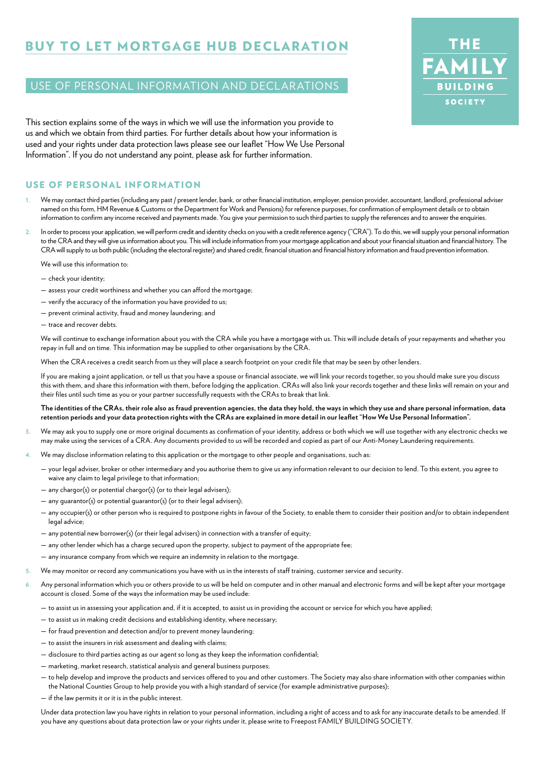# BUY TO LET MORTGAGE HUB DECLARATION

THE FAMILY BUILDING SOCIETY

## USE OF PERSONAL INFORMATION AND DECLARATIONS

This section explains some of the ways in which we will use the information you provide to us and which we obtain from third parties. For further details about how your information is used and your rights under data protection laws please see our leaflet "How We Use Personal Information". If you do not understand any point, please ask for further information.

### USE OF PERSONAL INFORMATION

1. We may contact third parties (including any past / present lender, bank, or other financial institution, employer, pension provider, accountant, landlord, professional adviser named on this form, HM Revenue & Customs or the Department for Work and Pensions) for reference purposes, for confirmation of employment details or to obtain information to confirm any income received and payments made. You give your permission to such third parties to supply the references and to answer the enquiries.

2. In order to process your application, we will perform credit and identity checks on you with a credit reference agency ("CRA"). To do this, we will supply your personal information to the CRA and they will give us information about you. This will include information from your mortgage application and about your financial situation and financial history. The CRA will supply to us both public (including the electoral register) and shared credit, financial situation and financial history information and fraud prevention information.

   We will use this information to:

   — check your identity;

   — assess your credit worthiness and whether you can afford the mortgage;

   — verify the accuracy of the information you have provided to us;

   — prevent criminal activity, fraud and money laundering; and

   — trace and recover debts.

   We will continue to exchange information about you with the CRA while you have a mortgage with us. This will include details of your repayments and whether you repay in full and on time. This information may be supplied to other organisations by the CRA.

   When the CRA receives a credit search from us they will place a search footprint on your credit file that may be seen by other lenders.

   If you are making a joint application, or tell us that you have a spouse or financial associate, we will link your records together, so you should make sure you discuss this with them, and share this information with them, before lodging the application. CRAs will also link your records together and these links will remain on your and their files until such time as you or your partner successfully requests with the CRAs to break that link.

   **The identities of the CRAs, their role also as fraud prevention agencies, the data they hold, the ways in which they use and share personal information, data retention periods and your data protection rights with the CRAs are explained in more detail in our leaflet "How We Use Personal Information".**

3. We may ask you to supply one or more original documents as confirmation of your identity, address or both which we will use together with any electronic checks we may make using the services of a CRA. Any documents provided to us will be recorded and copied as part of our Anti-Money Laundering requirements.

4. We may disclose information relating to this application or the mortgage to other people and organisations, such as:

   — your legal adviser, broker or other intermediary and you authorise them to give us any information relevant to our decision to lend. To this extent, you agree to waive any claim to legal privilege to that information;

   — any chargor(s) or potential chargor(s) (or to their legal advisers);

   — any guarantor(s) or potential guarantor(s) (or to their legal advisers);

   — any occupier(s) or other person who is required to postpone rights in favour of the Society, to enable them to consider their position and/or to obtain independent legal advice;

   — any potential new borrower(s) (or their legal advisers) in connection with a transfer of equity;

   — any other lender which has a charge secured upon the property, subject to payment of the appropriate fee;

   — any insurance company from which we require an indemnity in relation to the mortgage.

5. We may monitor or record any communications you have with us in the interests of staff training, customer service and security.

6. Any personal information which you or others provide to us will be held on computer and in other manual and electronic forms and will be kept after your mortgage account is closed. Some of the ways the information may be used include:

   — to assist us in assessing your application and, if it is accepted, to assist us in providing the account or service for which you have applied;

   — to assist us in making credit decisions and establishing identity, where necessary;

   — for fraud prevention and detection and/or to prevent money laundering;

   — to assist the insurers in risk assessment and dealing with claims;

   — disclosure to third parties acting as our agent so long as they keep the information confidential;

   — marketing, market research, statistical analysis and general business purposes;

   — to help develop and improve the products and services offered to you and other customers. The Society may also share information with other companies within the National Counties Group to help provide you with a high standard of service (for example administrative purposes);

   — if the law permits it or it is in the public interest.

   Under data protection law you have rights in relation to your personal information, including a right of access and to ask for any inaccurate details to be amended. If you have any questions about data protection law or your rights under it, please write to Freepost FAMILY BUILDING SOCIETY.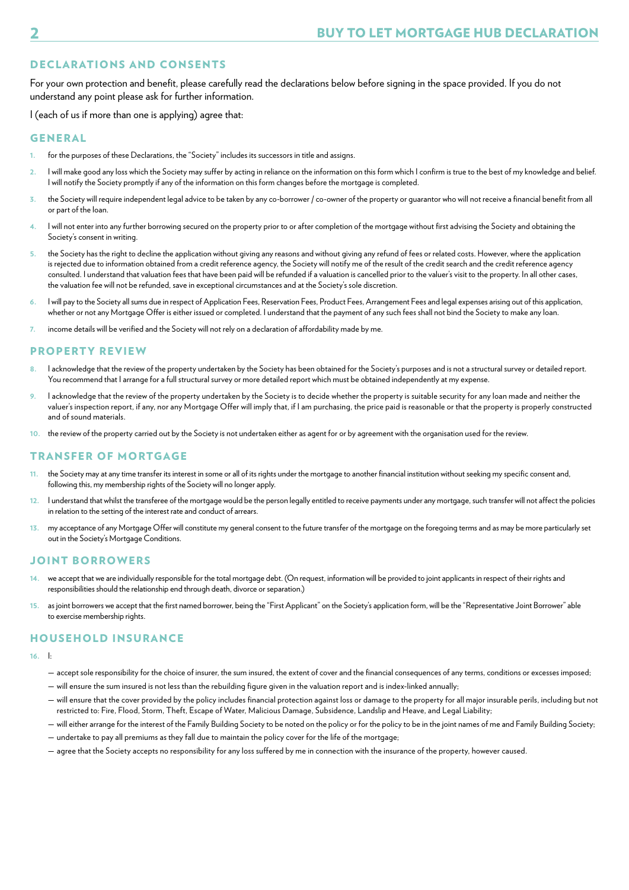## DECLARATIONS AND CONSENTS

For your own protection and benefit, please carefully read the declarations below before signing in the space provided. If you do not understand any point please ask for further information.

I (each of us if more than one is applying) agree that:

### GENERAL

1. for the purposes of these Declarations, the "Society" includes its successors in title and assigns.
2. I will make good any loss which the Society may suffer by acting in reliance on the information on this form which I confirm is true to the best of my knowledge and belief. I will notify the Society promptly if any of the information on this form changes before the mortgage is completed.
3. the Society will require independent legal advice to be taken by any co-borrower / co-owner of the property or guarantor who will not receive a financial benefit from all or part of the loan.
4. I will not enter into any further borrowing secured on the property prior to or after completion of the mortgage without first advising the Society and obtaining the Society's consent in writing.
5. the Society has the right to decline the application without giving any reasons and without giving any refund of fees or related costs. However, where the application is rejected due to information obtained from a credit reference agency, the Society will notify me of the result of the credit search and the credit reference agency consulted. I understand that valuation fees that have been paid will be refunded if a valuation is cancelled prior to the valuer's visit to the property. In all other cases, the valuation fee will not be refunded, save in exceptional circumstances and at the Society's sole discretion.
6. I will pay to the Society all sums due in respect of Application Fees, Reservation Fees, Product Fees, Arrangement Fees and legal expenses arising out of this application, whether or not any Mortgage Offer is either issued or completed. I understand that the payment of any such fees shall not bind the Society to make any loan.
7. income details will be verified and the Society will not rely on a declaration of affordability made by me.

### PROPERTY REVIEW

8. I acknowledge that the review of the property undertaken by the Society has been obtained for the Society's purposes and is not a structural survey or detailed report. You recommend that I arrange for a full structural survey or more detailed report which must be obtained independently at my expense.
9. I acknowledge that the review of the property undertaken by the Society is to decide whether the property is suitable security for any loan made and neither the valuer's inspection report, if any, nor any Mortgage Offer will imply that, if I am purchasing, the price paid is reasonable or that the property is properly constructed and of sound materials.
10. the review of the property carried out by the Society is not undertaken either as agent for or by agreement with the organisation used for the review.

### TRANSFER OF MORTGAGE

11. the Society may at any time transfer its interest in some or all of its rights under the mortgage to another financial institution without seeking my specific consent and, following this, my membership rights of the Society will no longer apply.
12. I understand that whilst the transferee of the mortgage would be the person legally entitled to receive payments under any mortgage, such transfer will not affect the policies in relation to the setting of the interest rate and conduct of arrears.
13. my acceptance of any Mortgage Offer will constitute my general consent to the future transfer of the mortgage on the foregoing terms and as may be more particularly set out in the Society's Mortgage Conditions.

### JOINT BORROWERS

14. we accept that we are individually responsible for the total mortgage debt. (On request, information will be provided to joint applicants in respect of their rights and responsibilities should the relationship end through death, divorce or separation.)
15. as joint borrowers we accept that the first named borrower, being the "First Applicant" on the Society's application form, will be the "Representative Joint Borrower" able to exercise membership rights.

### HOUSEHOLD INSURANCE

16. I:
    - accept sole responsibility for the choice of insurer, the sum insured, the extent of cover and the financial consequences of any terms, conditions or excesses imposed;
    - will ensure the sum insured is not less than the rebuilding figure given in the valuation report and is index-linked annually;
    - will ensure that the cover provided by the policy includes financial protection against loss or damage to the property for all major insurable perils, including but not restricted to: Fire, Flood, Storm, Theft, Escape of Water, Malicious Damage, Subsidence, Landslip and Heave, and Legal Liability;
    - will either arrange for the interest of the Family Building Society to be noted on the policy or for the policy to be in the joint names of me and Family Building Society;
    - undertake to pay all premiums as they fall due to maintain the policy cover for the life of the mortgage;
    - agree that the Society accepts no responsibility for any loss suffered by me in connection with the insurance of the property, however caused.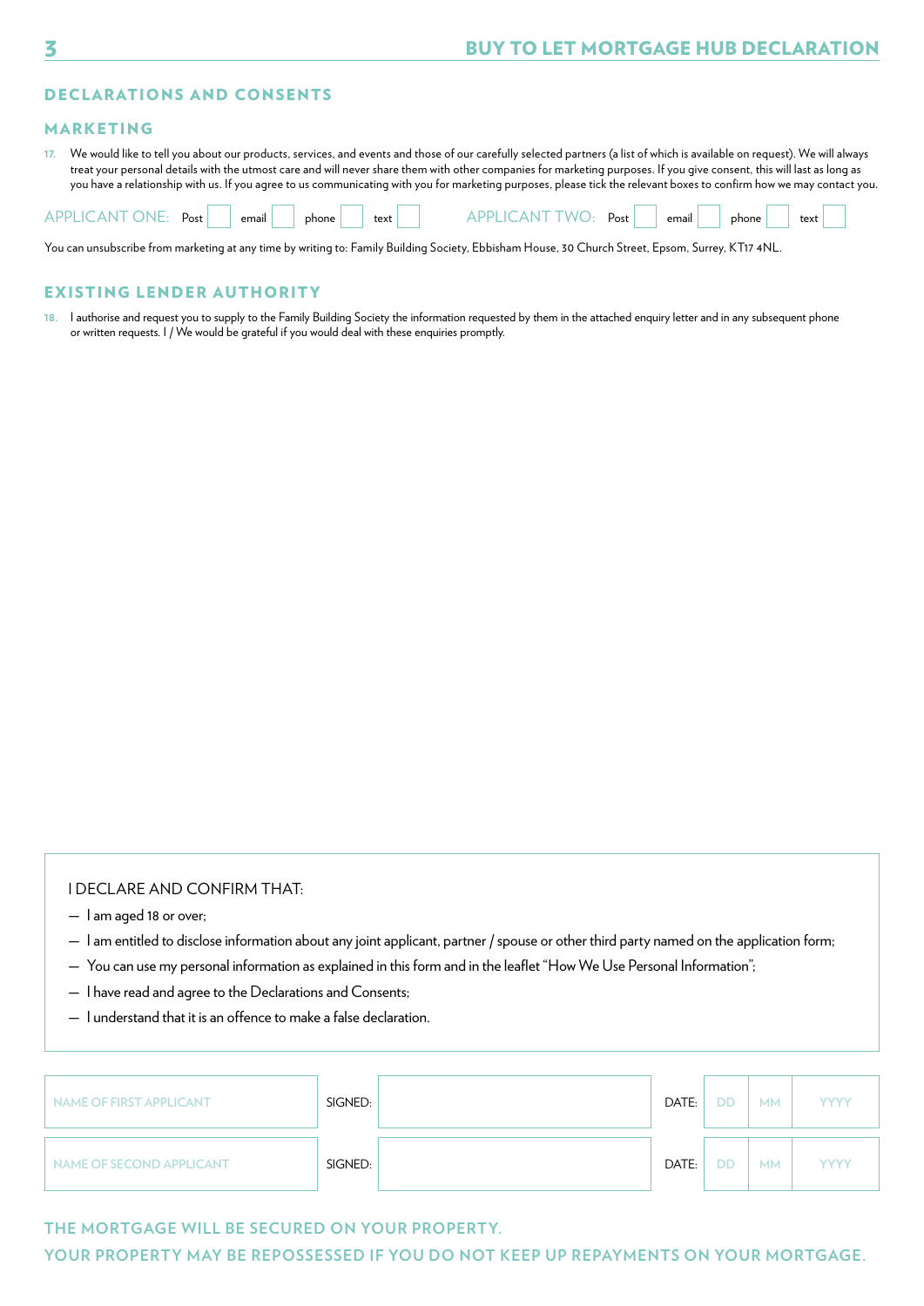## DECLARATIONS AND CONSENTS

### MARKETING

17. We would like to tell you about our products, services, and events and those of our carefully selected partners (a list of which is available on request). We will always treat your personal details with the utmost care and will never share them with other companies for marketing purposes. If you give consent, this will last as long as you have a relationship with us. If you agree to us communicating with you for marketing purposes, please tick the relevant boxes to confirm how we may contact you.

| APPLICANT ONE: | Post | email | phone | text | APPLICANT TWO: | Post | email | phone | text |
|---|---|---|---|---|---|---|---|---|---|
| | ☐ | ☐ | ☐ | ☐ | | ☐ | ☐ | ☐ | ☐ |

You can unsubscribe from marketing at any time by writing to: Family Building Society, Ebbisham House, 30 Church Street, Epsom, Surrey, KT17 4NL.

### EXISTING LENDER AUTHORITY

18. I authorise and request you to supply to the Family Building Society the information requested by them in the attached enquiry letter and in any subsequent phone or written requests. I / We would be grateful if you would deal with these enquiries promptly.

I DECLARE AND CONFIRM THAT:

- I am aged 18 or over;
- I am entitled to disclose information about any joint applicant, partner / spouse or other third party named on the application form;
- You can use my personal information as explained in this form and in the leaflet "How We Use Personal Information";
- I have read and agree to the Declarations and Consents;
- I understand that it is an offence to make a false declaration.

| NAME OF FIRST APPLICANT | SIGNED: | | DATE: | DD | MM | YYYY |
|---|---|---|---|---|---|---|
| NAME OF SECOND APPLICANT | SIGNED: | | DATE: | DD | MM | YYYY |

**THE MORTGAGE WILL BE SECURED ON YOUR PROPERTY.**

**YOUR PROPERTY MAY BE REPOSSESSED IF YOU DO NOT KEEP UP REPAYMENTS ON YOUR MORTGAGE.**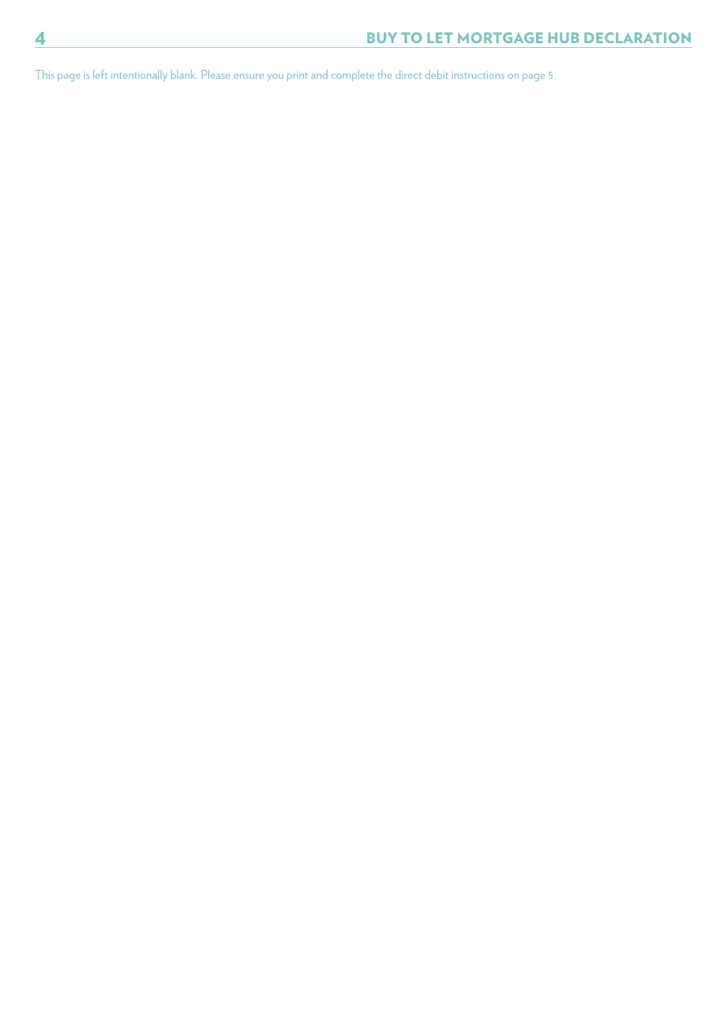This page is left intentionally blank. Please ensure you print and complete the direct debit instructions on page 5.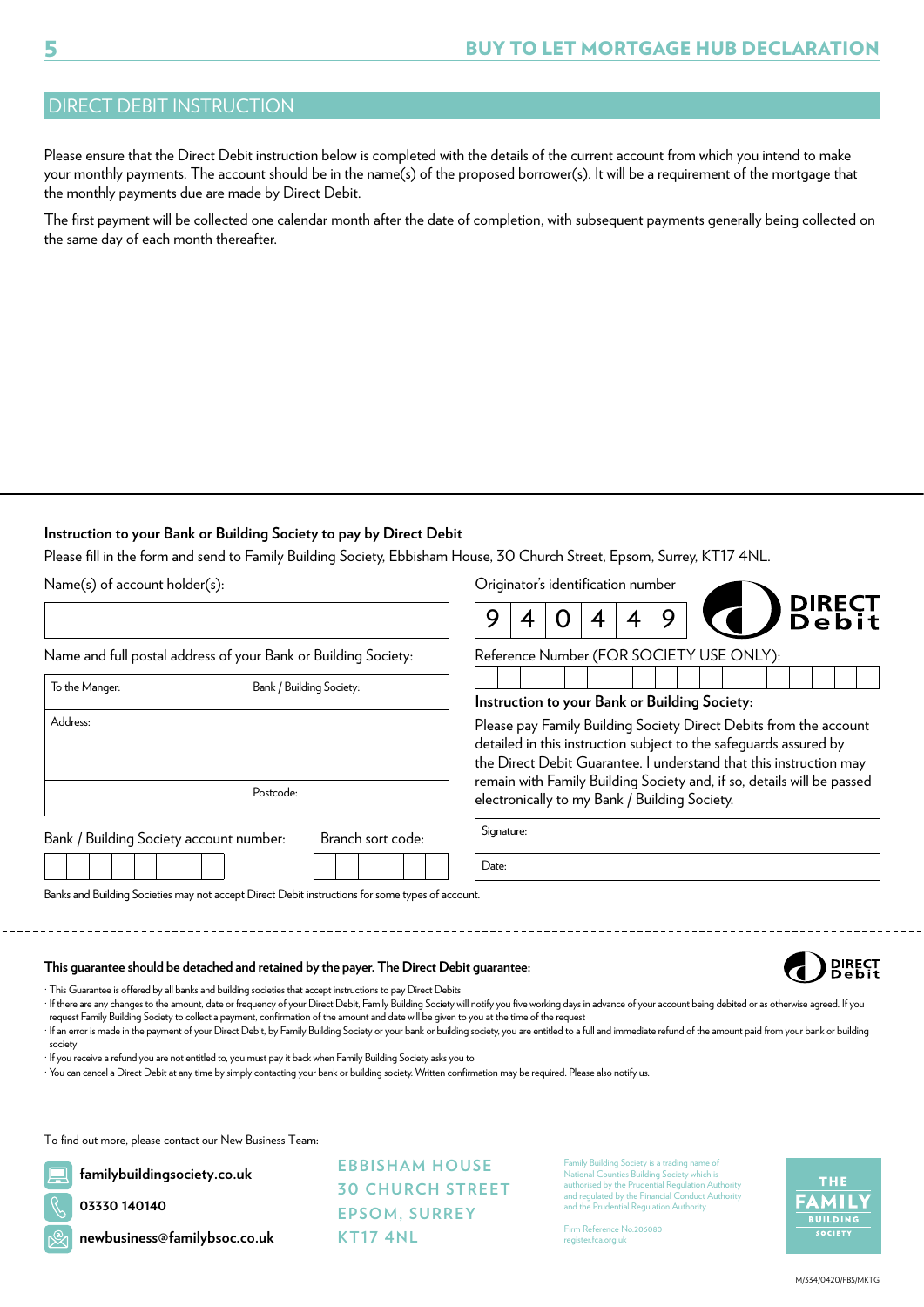## DIRECT DEBIT INSTRUCTION

Please ensure that the Direct Debit instruction below is completed with the details of the current account from which you intend to make your monthly payments. The account should be in the name(s) of the proposed borrower(s). It will be a requirement of the mortgage that the monthly payments due are made by Direct Debit.

The first payment will be collected one calendar month after the date of completion, with subsequent payments generally being collected on the same day of each month thereafter.

---

**Instruction to your Bank or Building Society to pay by Direct Debit**

Please fill in the form and send to Family Building Society, Ebbisham House, 30 Church Street, Epsom, Surrey, KT17 4NL.

Name(s) of account holder(s):

Name and full postal address of your Bank or Building Society:

To the Manger: Bank / Building Society:

Address:

Postcode:

Bank / Building Society account number:

Branch sort code:

Originator's identification number

| 9 | 4 | 0 | 4 | 4 | 9 |
|---|---|---|---|---|---|

DIRECT Debit

Reference Number (FOR SOCIETY USE ONLY):

**Instruction to your Bank or Building Society:**

Please pay Family Building Society Direct Debits from the account detailed in this instruction subject to the safeguards assured by the Direct Debit Guarantee. I understand that this instruction may remain with Family Building Society and, if so, details will be passed electronically to my Bank / Building Society.

Signature:

Date:

Banks and Building Societies may not accept Direct Debit instructions for some types of account.

---

**This guarantee should be detached and retained by the payer. The Direct Debit guarantee:**

DIRECT Debit

- This Guarantee is offered by all banks and building societies that accept instructions to pay Direct Debits
- If there are any changes to the amount, date or frequency of your Direct Debit, Family Building Society will notify you five working days in advance of your account being debited or as otherwise agreed. If you request Family Building Society to collect a payment, confirmation of the amount and date will be given to you at the time of the request
- If an error is made in the payment of your Direct Debit, by Family Building Society or your bank or building society, you are entitled to a full and immediate refund of the amount paid from your bank or building society
- If you receive a refund you are not entitled to, you must pay it back when Family Building Society asks you to
- You can cancel a Direct Debit at any time by simply contacting your bank or building society. Written confirmation may be required. Please also notify us.

To find out more, please contact our New Business Team:

**familybuildingsociety.co.uk**

**03330 140140**

**newbusiness@familybsoc.co.uk**

EBBISHAM HOUSE
30 CHURCH STREET
EPSOM, SURREY
KT17 4NL

Family Building Society is a trading name of National Counties Building Society which is authorised by the Prudential Regulation Authority and regulated by the Financial Conduct Authority and the Prudential Regulation Authority.

Firm Reference No.206080
register.fca.org.uk

THE FAMILY BUILDING SOCIETY

M/334/0420/FBS/MKTG